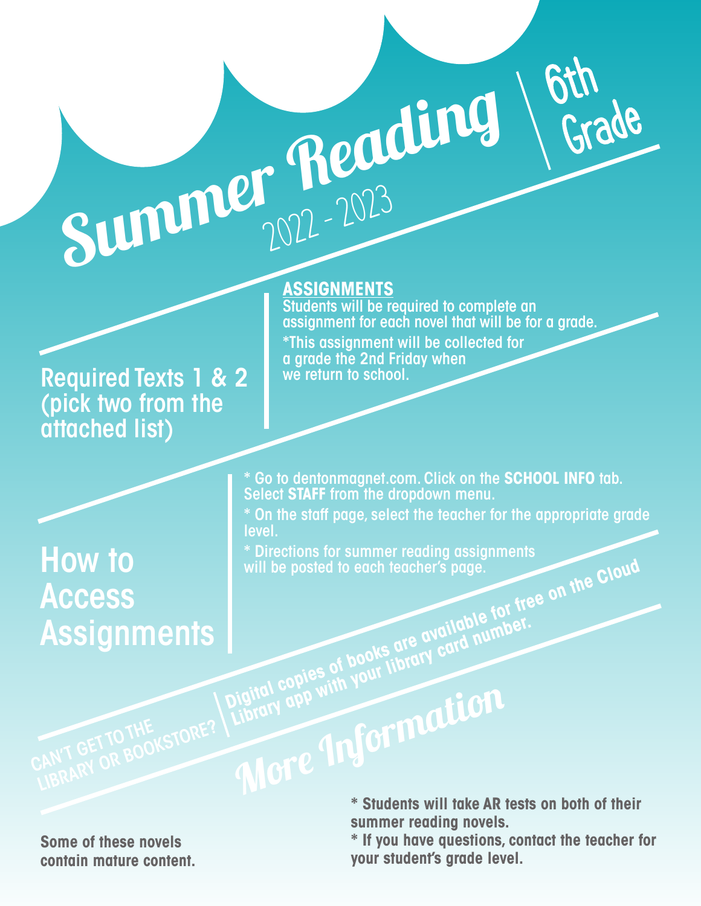# Summer Reading 2022 - 2023 | 6th Grade

## Required Texts 1 & 2 (pick two from the attached list)

**ASSIGNMENTS**

Students will be required to complete an assignment for each novel that will be for a grade.

*This assignment will be collected for a grade the 2nd Friday when we return to school.

## How to Access Assignments

* Go to dentonmagnet.com. Click on the **SCHOOL INFO** tab. Select **STAFF** from the dropdown menu.
* On the staff page, select the teacher for the appropriate grade level.
* Directions for summer reading assignments will be posted to each teacher's page.

**CAN'T GET TO THE LIBRARY OR BOOKSTORE?** | **Digital copies of books are available for free on the Cloud Library app with your library card number.**

## More Information

**Some of these novels contain mature content.**

**\* Students will take AR tests on both of their summer reading novels.**

**\* If you have questions, contact the teacher for your student's grade level.**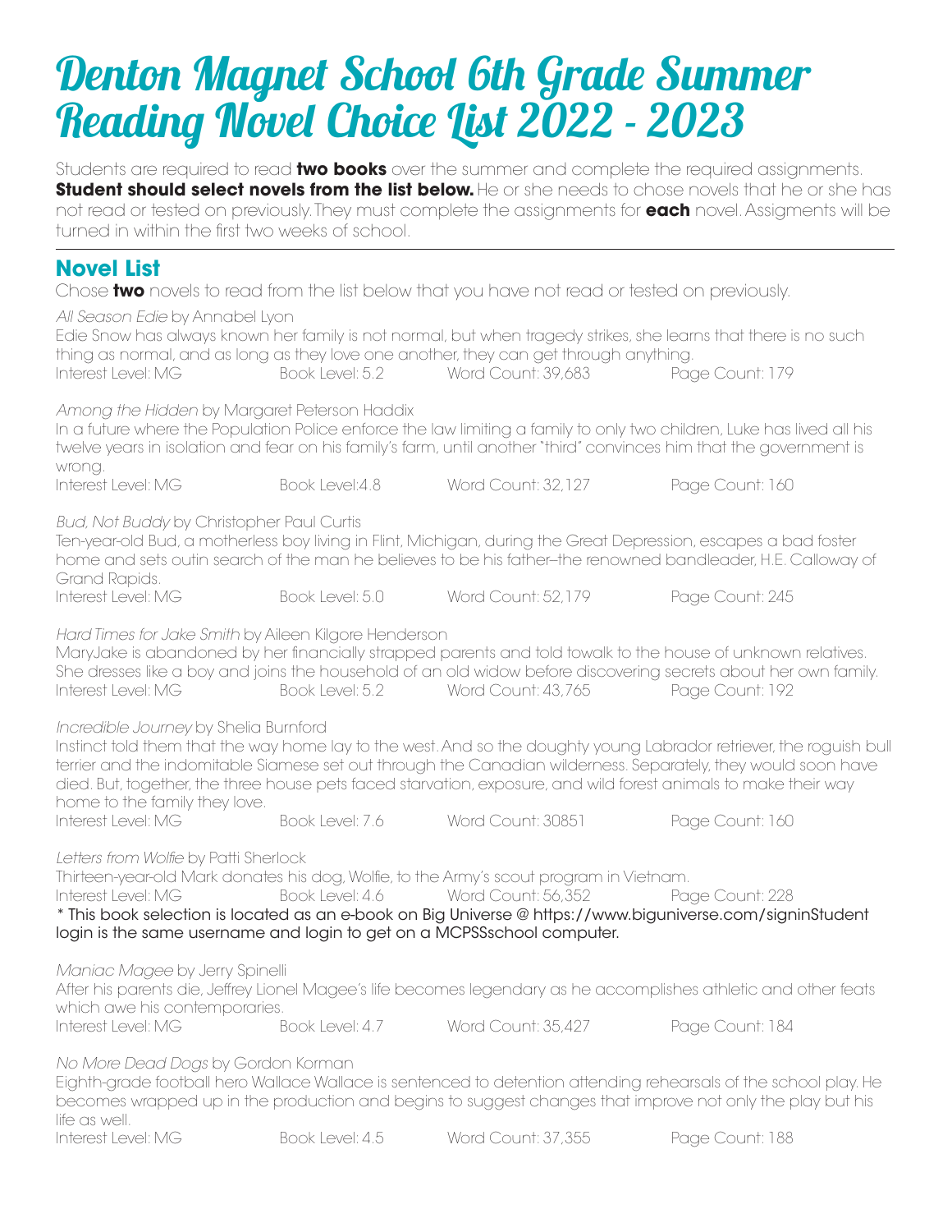# Denton Magnet School 6th Grade Summer Reading Novel Choice List 2022 - 2023

Students are required to read **two books** over the summer and complete the required assignments. **Student should select novels from the list below.** He or she needs to chose novels that he or she has not read or tested on previously. They must complete the assignments for **each** novel. Assigments will be turned in within the first two weeks of school.

## Novel List

Chose **two** novels to read from the list below that you have not read or tested on previously.

*All Season Edie* by Annabel Lyon
Edie Snow has always known her family is not normal, but when tragedy strikes, she learns that there is no such thing as normal, and as long as they love one another, they can get through anything.
Interest Level: MG Book Level: 5.2 Word Count: 39,683 Page Count: 179

*Among the Hidden* by Margaret Peterson Haddix
In a future where the Population Police enforce the law limiting a family to only two children, Luke has lived all his twelve years in isolation and fear on his family's farm, until another "third" convinces him that the government is wrong.
Interest Level: MG Book Level:4.8 Word Count: 32,127 Page Count: 160

*Bud, Not Buddy* by Christopher Paul Curtis
Ten-year-old Bud, a motherless boy living in Flint, Michigan, during the Great Depression, escapes a bad foster home and sets outin search of the man he believes to be his father–the renowned bandleader, H.E. Calloway of Grand Rapids.
Interest Level: MG Book Level: 5.0 Word Count: 52,179 Page Count: 245

*Hard Times for Jake Smith* by Aileen Kilgore Henderson
MaryJake is abandoned by her financially strapped parents and told towalk to the house of unknown relatives. She dresses like a boy and joins the household of an old widow before discovering secrets about her own family.
Interest Level: MG Book Level: 5.2 Word Count: 43,765 Page Count: 192

*Incredible Journey* by Shelia Burnford
Instinct told them that the way home lay to the west. And so the doughty young Labrador retriever, the roguish bull terrier and the indomitable Siamese set out through the Canadian wilderness. Separately, they would soon have died. But, together, the three house pets faced starvation, exposure, and wild forest animals to make their way home to the family they love.
Interest Level: MG Book Level: 7.6 Word Count: 30851 Page Count: 160

*Letters from Wolfie* by Patti Sherlock
Thirteen-year-old Mark donates his dog, Wolfie, to the Army's scout program in Vietnam.
Interest Level: MG Book Level: 4.6 Word Count: 56,352 Page Count: 228
* This book selection is located as an e-book on Big Universe @ https://www.biguniverse.com/signinStudent login is the same username and login to get on a MCPSSschool computer.

*Maniac Magee* by Jerry Spinelli
After his parents die, Jeffrey Lionel Magee's life becomes legendary as he accomplishes athletic and other feats which awe his contemporaries.
Interest Level: MG Book Level: 4.7 Word Count: 35,427 Page Count: 184

*No More Dead Dogs* by Gordon Korman
Eighth-grade football hero Wallace Wallace is sentenced to detention attending rehearsals of the school play. He becomes wrapped up in the production and begins to suggest changes that improve not only the play but his life as well.
Interest Level: MG Book Level: 4.5 Word Count: 37,355 Page Count: 188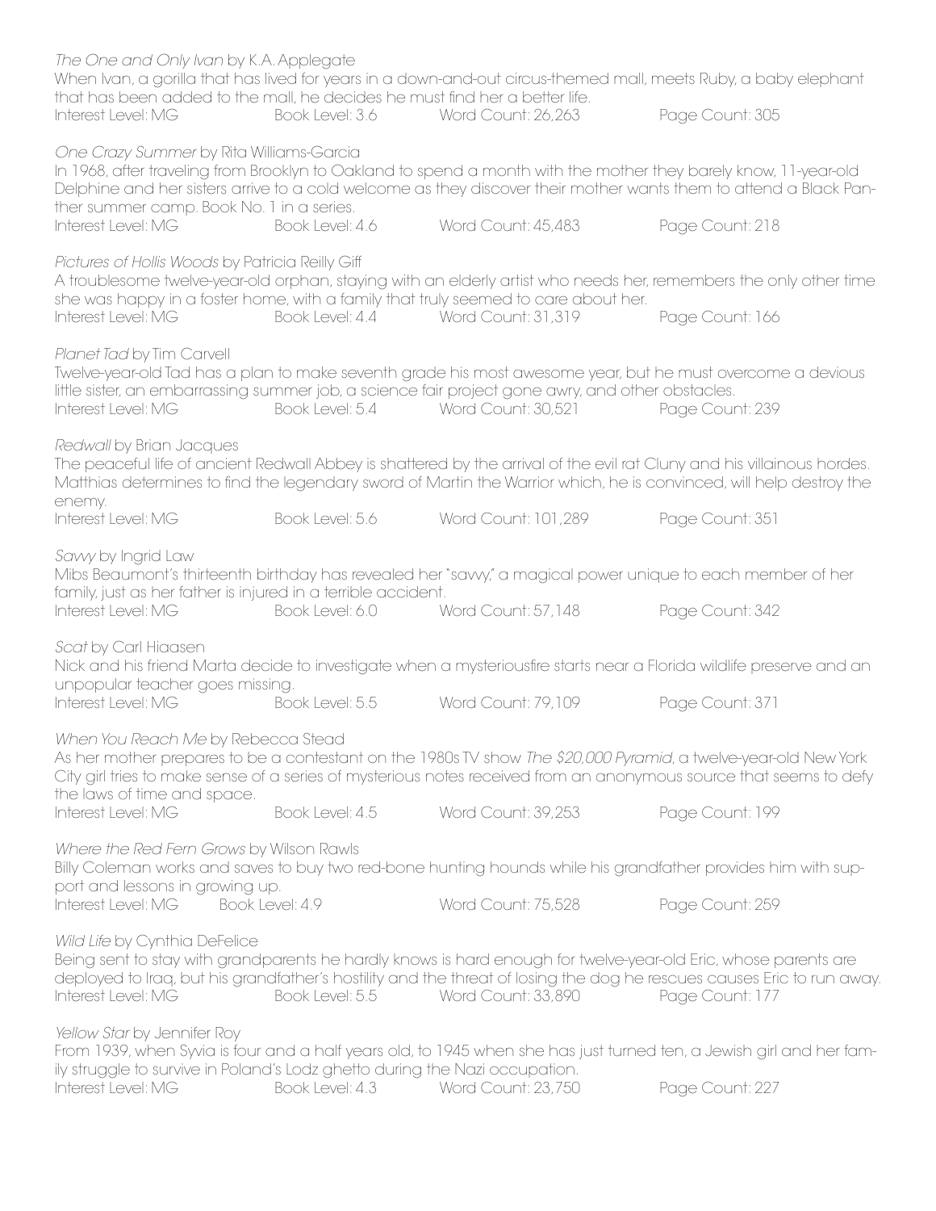*The One and Only Ivan* by K.A. Applegate
When Ivan, a gorilla that has lived for years in a down-and-out circus-themed mall, meets Ruby, a baby elephant that has been added to the mall, he decides he must find her a better life.
Interest Level: MG Book Level: 3.6 Word Count: 26,263 Page Count: 305

*One Crazy Summer* by Rita Williams-Garcia
In 1968, after traveling from Brooklyn to Oakland to spend a month with the mother they barely know, 11-year-old Delphine and her sisters arrive to a cold welcome as they discover their mother wants them to attend a Black Panther summer camp. Book No. 1 in a series.
Interest Level: MG Book Level: 4.6 Word Count: 45,483 Page Count: 218

*Pictures of Hollis Woods* by Patricia Reilly Giff
A troublesome twelve-year-old orphan, staying with an elderly artist who needs her, remembers the only other time she was happy in a foster home, with a family that truly seemed to care about her.
Interest Level: MG Book Level: 4.4 Word Count: 31,319 Page Count: 166

*Planet Tad* by Tim Carvell
Twelve-year-old Tad has a plan to make seventh grade his most awesome year, but he must overcome a devious little sister, an embarrassing summer job, a science fair project gone awry, and other obstacles.
Interest Level: MG Book Level: 5.4 Word Count: 30,521 Page Count: 239

*Redwall* by Brian Jacques
The peaceful life of ancient Redwall Abbey is shattered by the arrival of the evil rat Cluny and his villainous hordes. Matthias determines to find the legendary sword of Martin the Warrior which, he is convinced, will help destroy the enemy.
Interest Level: MG Book Level: 5.6 Word Count: 101,289 Page Count: 351

*Savvy* by Ingrid Law
Mibs Beaumont's thirteenth birthday has revealed her "savvy," a magical power unique to each member of her family, just as her father is injured in a terrible accident.
Interest Level: MG Book Level: 6.0 Word Count: 57,148 Page Count: 342

*Scat* by Carl Hiaasen
Nick and his friend Marta decide to investigate when a mysteriousfire starts near a Florida wildlife preserve and an unpopular teacher goes missing.
Interest Level: MG Book Level: 5.5 Word Count: 79,109 Page Count: 371

*When You Reach Me* by Rebecca Stead
As her mother prepares to be a contestant on the 1980s TV show *The $20,000 Pyramid*, a twelve-year-old New York City girl tries to make sense of a series of mysterious notes received from an anonymous source that seems to defy the laws of time and space.
Interest Level: MG Book Level: 4.5 Word Count: 39,253 Page Count: 199

*Where the Red Fern Grows* by Wilson Rawls
Billy Coleman works and saves to buy two red-bone hunting hounds while his grandfather provides him with support and lessons in growing up.
Interest Level: MG Book Level: 4.9 Word Count: 75,528 Page Count: 259

*Wild Life* by Cynthia DeFelice
Being sent to stay with grandparents he hardly knows is hard enough for twelve-year-old Eric, whose parents are deployed to Iraq, but his grandfather's hostility and the threat of losing the dog he rescues causes Eric to run away.
Interest Level: MG Book Level: 5.5 Word Count: 33,890 Page Count: 177

*Yellow Star* by Jennifer Roy
From 1939, when Syvia is four and a half years old, to 1945 when she has just turned ten, a Jewish girl and her family struggle to survive in Poland's Lodz ghetto during the Nazi occupation.
Interest Level: MG Book Level: 4.3 Word Count: 23,750 Page Count: 227